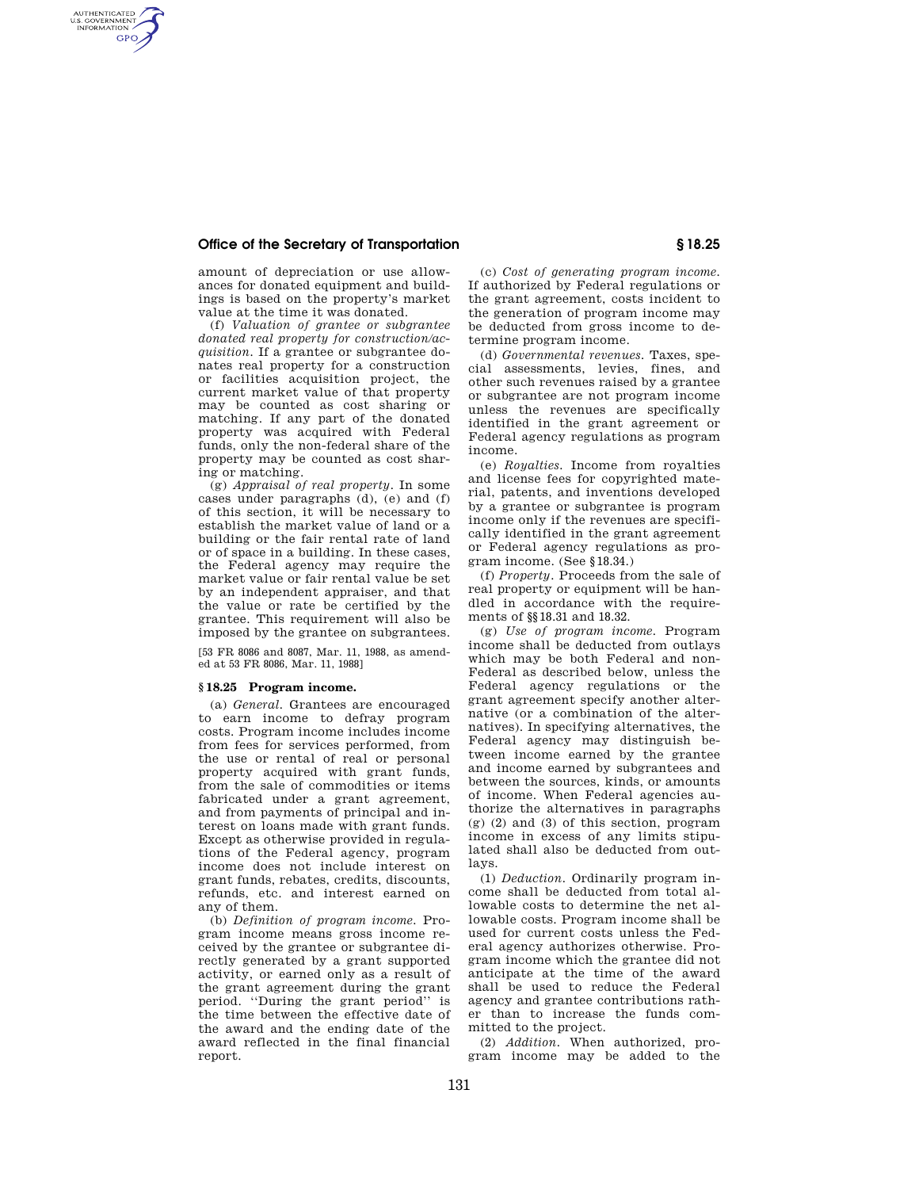amount of depreciation or use allowances for donated equipment and buildings is based on the property's market value at the time it was donated.

(f) *Valuation of grantee or subgrantee donated real property for construction/acquisition.* If a grantee or subgrantee donates real property for a construction or facilities acquisition project, the current market value of that property may be counted as cost sharing or matching. If any part of the donated property was acquired with Federal funds, only the non-federal share of the property may be counted as cost sharing or matching.

(g) *Appraisal of real property.* In some cases under paragraphs (d), (e) and (f) of this section, it will be necessary to establish the market value of land or a building or the fair rental rate of land or of space in a building. In these cases, the Federal agency may require the market value or fair rental value be set by an independent appraiser, and that the value or rate be certified by the grantee. This requirement will also be imposed by the grantee on subgrantees.

[53 FR 8086 and 8087, Mar. 11, 1988, as amended at 53 FR 8086, Mar. 11, 1988]

## § 18.25 Program income.

(a) *General.* Grantees are encouraged to earn income to defray program costs. Program income includes income from fees for services performed, from the use or rental of real or personal property acquired with grant funds, from the sale of commodities or items fabricated under a grant agreement, and from payments of principal and interest on loans made with grant funds. Except as otherwise provided in regulations of the Federal agency, program income does not include interest on grant funds, rebates, credits, discounts, refunds, etc. and interest earned on any of them.

(b) *Definition of program income.* Program income means gross income received by the grantee or subgrantee directly generated by a grant supported activity, or earned only as a result of the grant agreement during the grant period. "During the grant period" is the time between the effective date of the award and the ending date of the award reflected in the final financial report.

(c) *Cost of generating program income.* If authorized by Federal regulations or the grant agreement, costs incident to the generation of program income may be deducted from gross income to determine program income.

(d) *Governmental revenues.* Taxes, special assessments, levies, fines, and other such revenues raised by a grantee or subgrantee are not program income unless the revenues are specifically identified in the grant agreement or Federal agency regulations as program income.

(e) *Royalties.* Income from royalties and license fees for copyrighted material, patents, and inventions developed by a grantee or subgrantee is program income only if the revenues are specifically identified in the grant agreement or Federal agency regulations as program income. (See § 18.34.)

(f) *Property.* Proceeds from the sale of real property or equipment will be handled in accordance with the requirements of §§ 18.31 and 18.32.

(g) *Use of program income.* Program income shall be deducted from outlays which may be both Federal and non-Federal as described below, unless the Federal agency regulations or the grant agreement specify another alternative (or a combination of the alternatives). In specifying alternatives, the Federal agency may distinguish between income earned by the grantee and income earned by subgrantees and between the sources, kinds, or amounts of income. When Federal agencies authorize the alternatives in paragraphs (g) (2) and (3) of this section, program income in excess of any limits stipulated shall also be deducted from outlays.

(1) *Deduction.* Ordinarily program income shall be deducted from total allowable costs to determine the net allowable costs. Program income shall be used for current costs unless the Federal agency authorizes otherwise. Program income which the grantee did not anticipate at the time of the award shall be used to reduce the Federal agency and grantee contributions rather than to increase the funds committed to the project.

(2) *Addition.* When authorized, program income may be added to the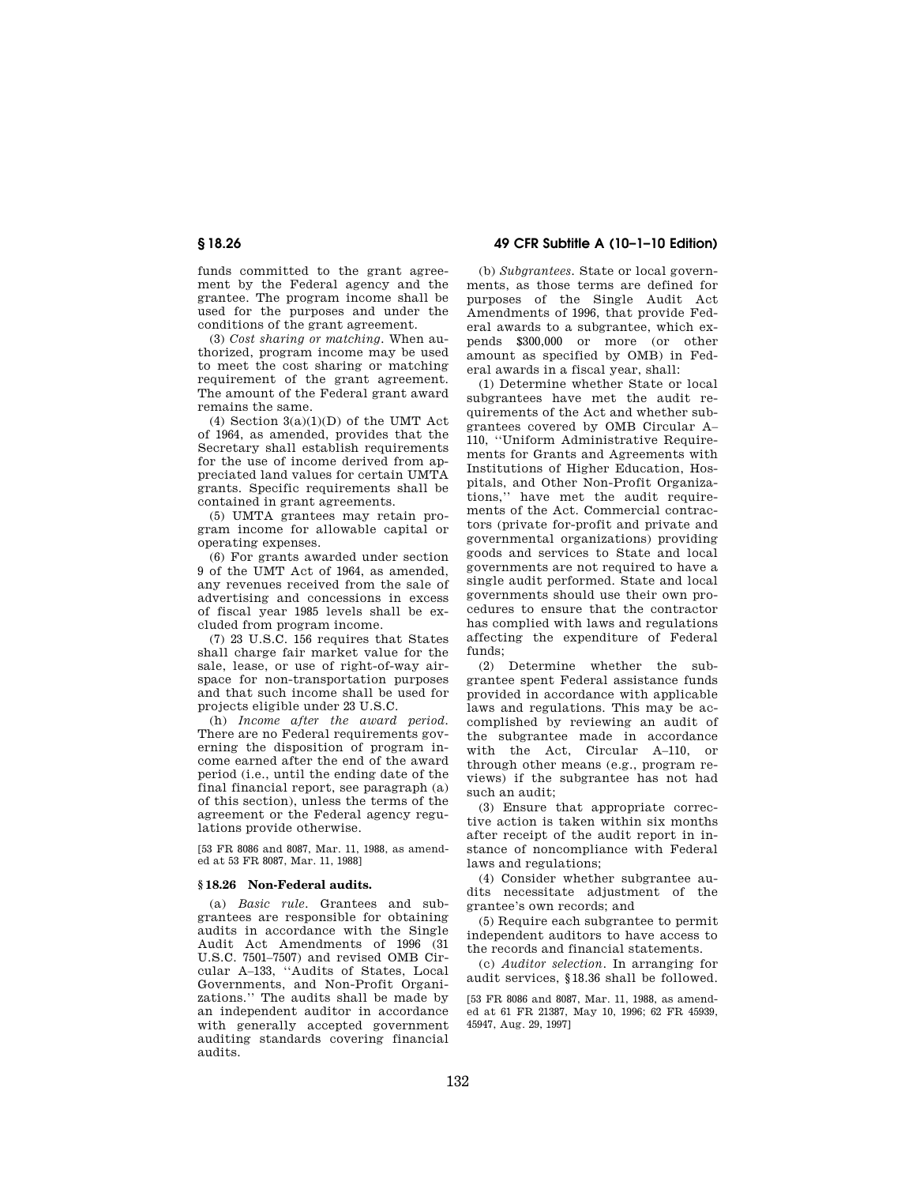funds committed to the grant agreement by the Federal agency and the grantee. The program income shall be used for the purposes and under the conditions of the grant agreement.

(3) *Cost sharing or matching*. When authorized, program income may be used to meet the cost sharing or matching requirement of the grant agreement. The amount of the Federal grant award remains the same.

(4) Section 3(a)(1)(D) of the UMT Act of 1964, as amended, provides that the Secretary shall establish requirements for the use of income derived from appreciated land values for certain UMTA grants. Specific requirements shall be contained in grant agreements.

(5) UMTA grantees may retain program income for allowable capital or operating expenses.

(6) For grants awarded under section 9 of the UMT Act of 1964, as amended, any revenues received from the sale of advertising and concessions in excess of fiscal year 1985 levels shall be excluded from program income.

(7) 23 U.S.C. 156 requires that States shall charge fair market value for the sale, lease, or use of right-of-way airspace for non-transportation purposes and that such income shall be used for projects eligible under 23 U.S.C.

(h) *Income after the award period*. There are no Federal requirements governing the disposition of program income earned after the end of the award period (i.e., until the ending date of the final financial report, see paragraph (a) of this section), unless the terms of the agreement or the Federal agency regulations provide otherwise.

[53 FR 8086 and 8087, Mar. 11, 1988, as amended at 53 FR 8087, Mar. 11, 1988]

### § 18.26 Non-Federal audits.

(a) *Basic rule*. Grantees and subgrantees are responsible for obtaining audits in accordance with the Single Audit Act Amendments of 1996 (31 U.S.C. 7501–7507) and revised OMB Circular A–133, "Audits of States, Local Governments, and Non-Profit Organizations." The audits shall be made by an independent auditor in accordance with generally accepted government auditing standards covering financial audits.

(b) *Subgrantees*. State or local governments, as those terms are defined for purposes of the Single Audit Act Amendments of 1996, that provide Federal awards to a subgrantee, which expends $300,000 or more (or other amount as specified by OMB) in Federal awards in a fiscal year, shall:

(1) Determine whether State or local subgrantees have met the audit requirements of the Act and whether subgrantees covered by OMB Circular A–110, "Uniform Administrative Requirements for Grants and Agreements with Institutions of Higher Education, Hospitals, and Other Non-Profit Organizations," have met the audit requirements of the Act. Commercial contractors (private for-profit and private and governmental organizations) providing goods and services to State and local governments are not required to have a single audit performed. State and local governments should use their own procedures to ensure that the contractor has complied with laws and regulations affecting the expenditure of Federal funds;

(2) Determine whether the subgrantee spent Federal assistance funds provided in accordance with applicable laws and regulations. This may be accomplished by reviewing an audit of the subgrantee made in accordance with the Act, Circular A–110, or through other means (e.g., program reviews) if the subgrantee has not had such an audit;

(3) Ensure that appropriate corrective action is taken within six months after receipt of the audit report in instance of noncompliance with Federal laws and regulations;

(4) Consider whether subgrantee audits necessitate adjustment of the grantee's own records; and

(5) Require each subgrantee to permit independent auditors to have access to the records and financial statements.

(c) *Auditor selection*. In arranging for audit services, §18.36 shall be followed.

[53 FR 8086 and 8087, Mar. 11, 1988, as amended at 61 FR 21387, May 10, 1996; 62 FR 45939, 45947, Aug. 29, 1997]